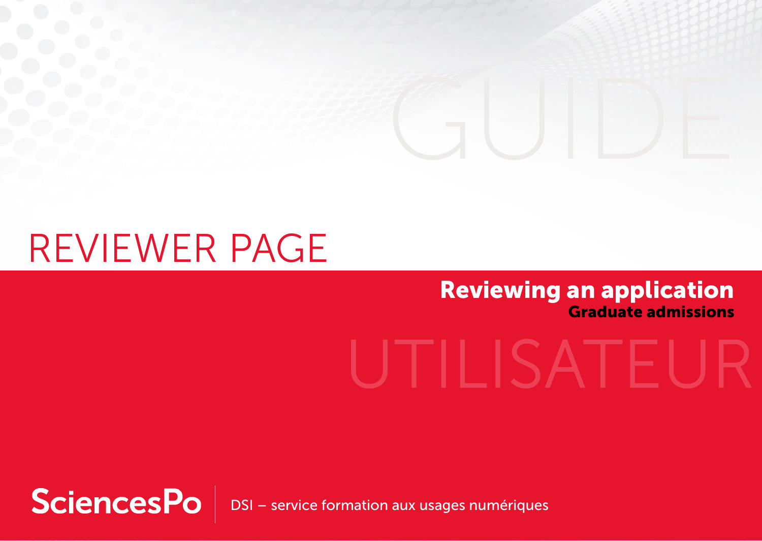GUIDE

# REVIEWER PAGE

## Reviewing an application

### Graduate admissions

UTILISATEUR

SciencesPo | DSI – service formation aux usages numériques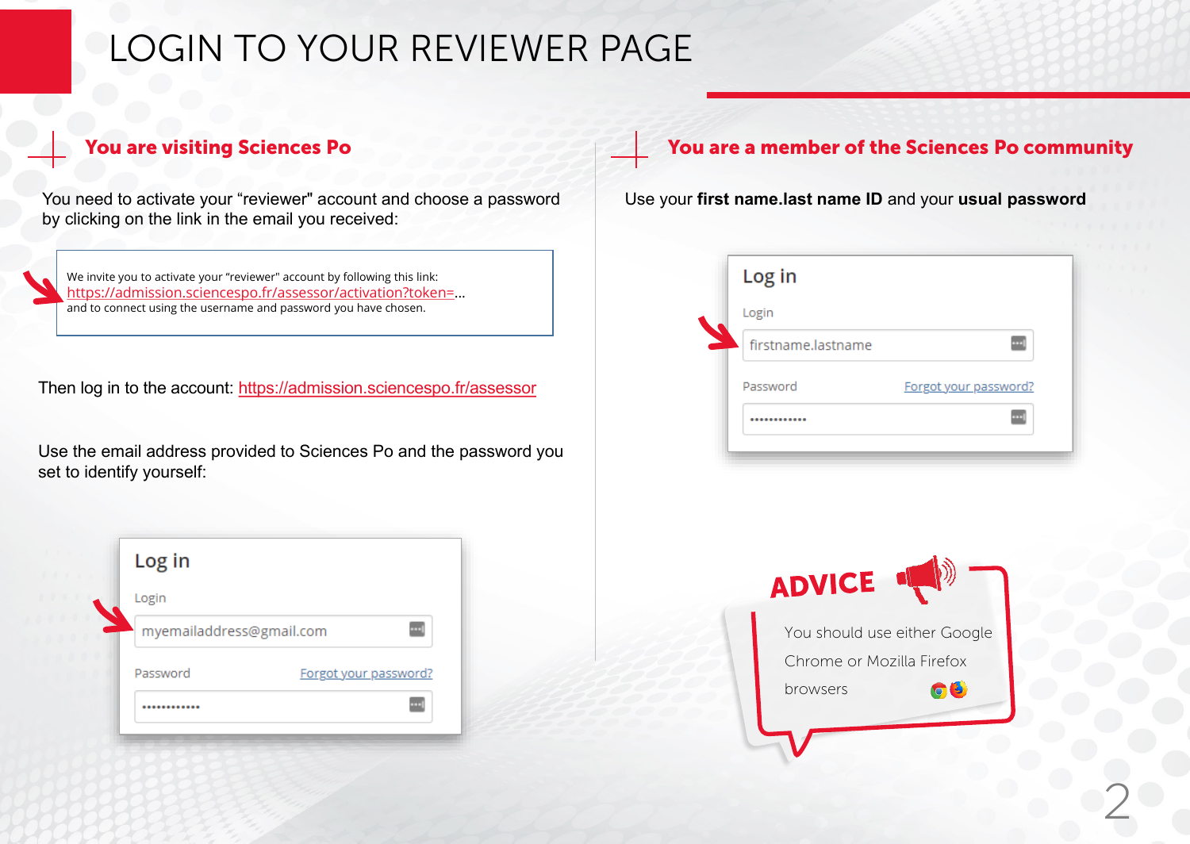# LOGIN TO YOUR REVIEWER PAGE

## You are visiting Sciences Po

You need to activate your “reviewer" account and choose a password by clicking on the link in the email you received:

> We invite you to activate your “reviewer" account by following this link:
> https://admission.sciencespo.fr/assessor/activation?token=...
> and to connect using the username and password you have chosen.

Then log in to the account: https://admission.sciencespo.fr/assessor

Use the email address provided to Sciences Po and the password you set to identify yourself:

> **Log in**
>
> Login
>
> myemailaddress@gmail.com
>
> Password — Forgot your password?
>
> ••••••••••••

## You are a member of the Sciences Po community

Use your **first name.last name ID** and your **usual password**

> **Log in**
>
> Login
>
> firstname.lastname
>
> Password — Forgot your password?
>
> ••••••••••••

**ADVICE**

You should use either Google Chrome or Mozilla Firefox browsers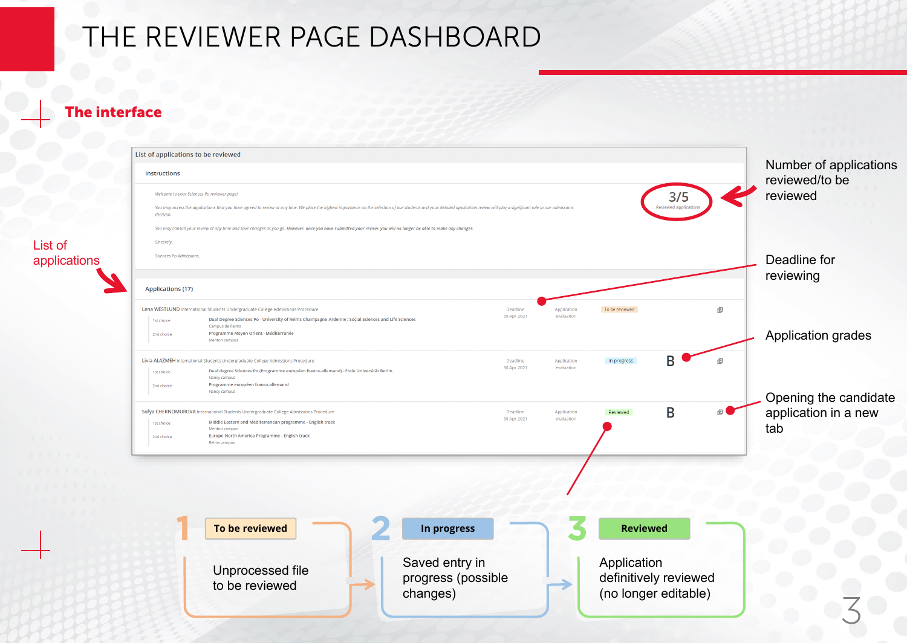# THE REVIEWER PAGE DASHBOARD

## The interface

List of applications to be reviewed

Instructions

*Welcome to your Sciences Po reviewer page!*

*You may access the applications that you have agreed to review at any time. We place the highest importance on the selection of our students and your detailed application review will play a significant role in our admissions decision.*

*You may consult your review at any time and save changes as you go.* ***However, once you have submitted your review, you will no longer be able to make any changes.***

*Sincerely,*

*Sciences Po Admissions.*

3/5 Reviewed applications

Applications (17)

| Candidate | Choices | Deadline | | Status | Grade | |
|---|---|---|---|---|---|---|
| Lena WESTLUND International Students Undergraduate College Admissions Procedure | 1st choice: Dual Degree Sciences Po - University of Reims Champagne-Ardenne : Social Sciences and Life Sciences, Campus de Reims; 2nd choice: Programme Moyen Orient - Méditerranée, Menton campus | Deadline 30 Apr 2021 | Application evaluation | To be reviewed | | |
| Livia ALAZMEH International Students Undergraduate College Admissions Procedure | 1st choice: Dual degree Sciences Po (Programme européen franco-allemand) - Freie Universität Berlin, Nancy campus; 2nd choice: Programme européen franco-allemand, Nancy campus | Deadline 30 Apr 2021 | Application evaluation | In progress | B | |
| Sofya CHERNOMUROVA International Students Undergraduate College Admissions Procedure | 1st choice: Middle Eastern and Mediterranean programme - English track, Menton campus; 2nd choice: Europe-North America Programme - English track, Reims campus | Deadline 30 Apr 2021 | Application evaluation | Reviewed | B | |

- List of applications
- Number of applications reviewed/to be reviewed
- Deadline for reviewing
- Application grades
- Opening the candidate application in a new tab

**1 — To be reviewed**: Unprocessed file to be reviewed

**2 — In progress**: Saved entry in progress (possible changes)

**3 — Reviewed**: Application definitively reviewed (no longer editable)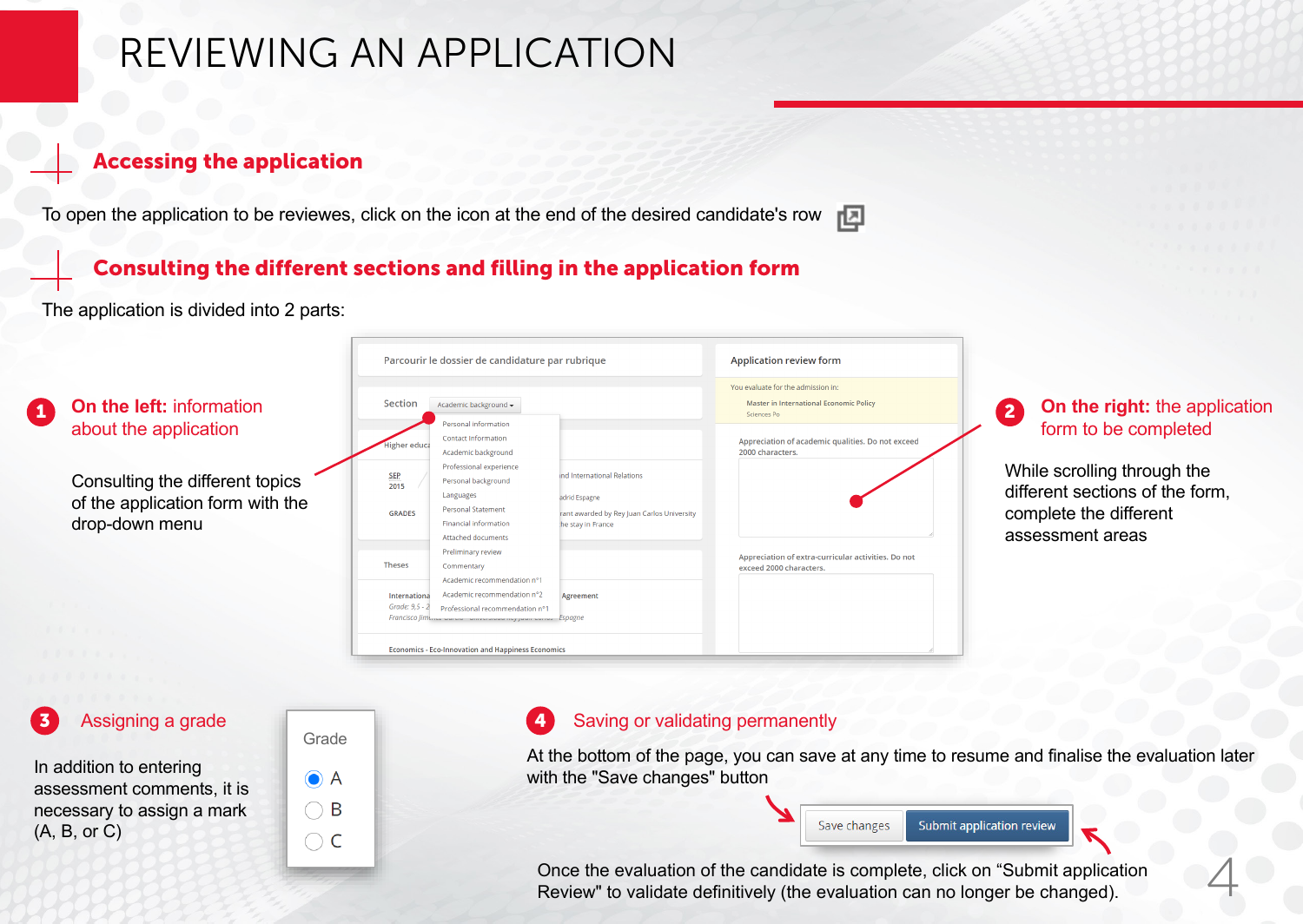# REVIEWING AN APPLICATION

## Accessing the application

To open the application to be reviewes, click on the icon at the end of the desired candidate's row

## Consulting the different sections and filling in the application form

The application is divided into 2 parts:

**1 On the left:** information about the application

Consulting the different topics of the application form with the drop-down menu

**2 On the right:** the application form to be completed

While scrolling through the different sections of the form, complete the different assessment areas

**3 Assigning a grade**

In addition to entering assessment comments, it is necessary to assign a mark (A, B, or C)

**4 Saving or validating permanently**

At the bottom of the page, you can save at any time to resume and finalise the evaluation later with the "Save changes" button

Once the evaluation of the candidate is complete, click on "Submit application Review" to validate definitively (the evaluation can no longer be changed).